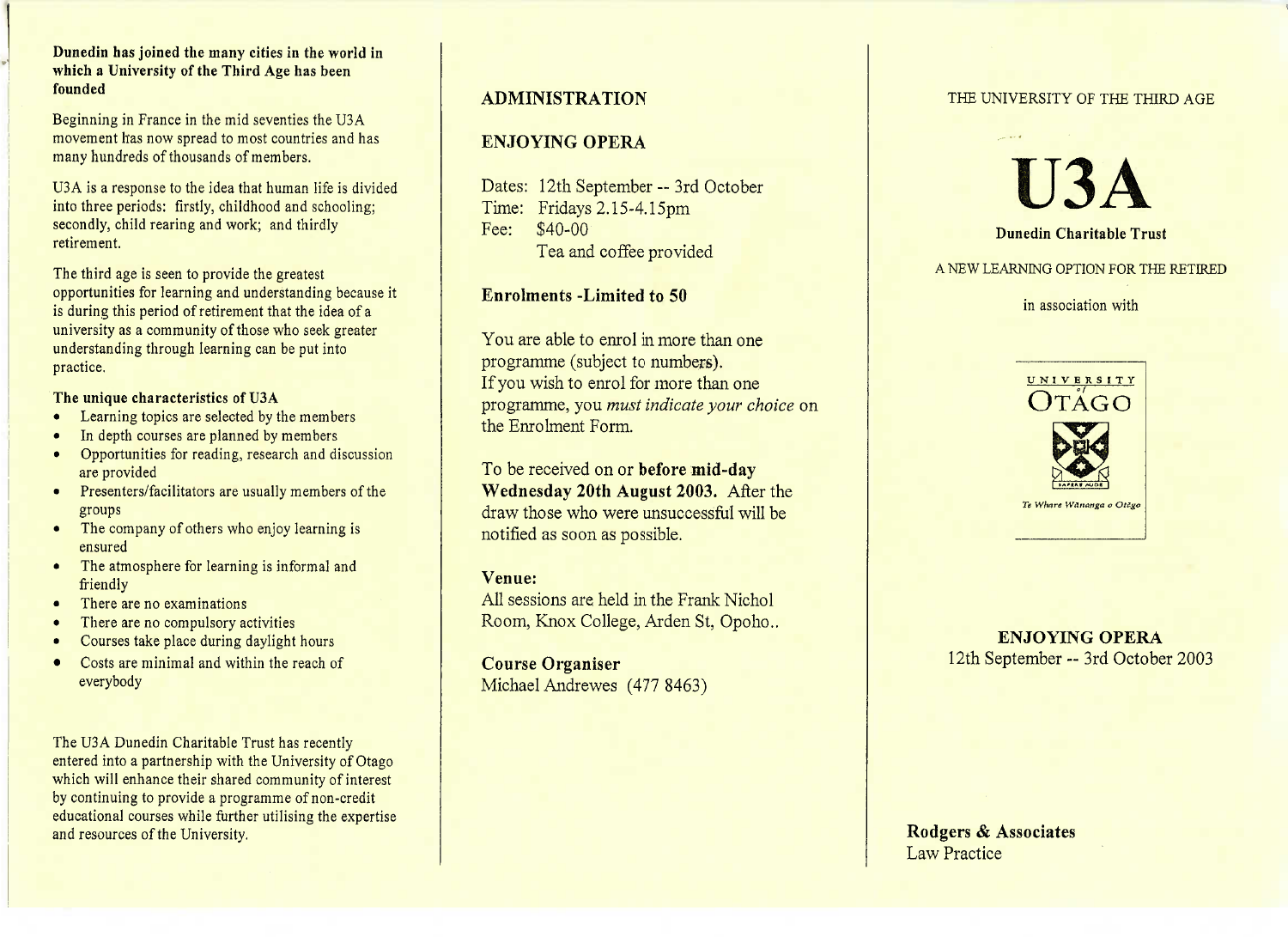**Dunedin has joined the many cities in the world in which a University of the Third Age has been founded**

Beginning in France in the mid seventies the U3A movement has now spread to most countries and has many hundreds of thousands of members.

U3A is a response to the idea that human life is divided into three periods: firstly, childhood and schooling; secondly, child rearing and work; and thirdly retirement.

The third age is seen to provide the greatest opportunities for learning and understanding because it is during this period of retirement that the idea of a university as a community of those who seek greater understanding through learning can be put into practice.

**The unique characteristics of U3A**

- Learning topics are selected by the members
- In depth courses are planned by members
- Opportunities for reading, research and discussion are provided
- Presenters/facilitators are usually members of the groups
- The company of others who enjoy learning is ensured
- The atmosphere for learning is informal and friendly
- There are no examinations
- There are no compulsory activities
- Courses take place during daylight hours
- Costs are minimal and within the reach of everybody

The U3A Dunedin Charitable Trust has recently entered into a partnership with the University of Otago which will enhance their shared community of interest by continuing to provide a programme of non-credit educational courses while further utilising the expertise and resources of the University.

## ADMINISTRATION

## ENJOYING OPERA

Dates: 12th September -- 3rd October
Time: Fridays 2.15-4.15pm
Fee: $40-00
Tea and coffee provided

**Enrolments -Limited to 50**

You are able to enrol in more than one programme (subject to numbers). If you wish to enrol for more than one programme, you *must indicate your choice* on the Enrolment Form.

To be received on or **before mid-day Wednesday 20th August 2003.** After the draw those who were unsuccessful will be notified as soon as possible.

**Venue:**
All sessions are held in the Frank Nichol Room, Knox College, Arden St, Opoho..

**Course Organiser**
Michael Andrewes (477 8463)

THE UNIVERSITY OF THE THIRD AGE

# U3A

**Dunedin Charitable Trust**

A NEW LEARNING OPTION FOR THE RETIRED

in association with

UNIVERSITY of OTAGO
SAPERE AUDE
*Te Whare Wānanga o Otāgo*

**ENJOYING OPERA**
12th September -- 3rd October 2003

**Rodgers & Associates**
Law Practice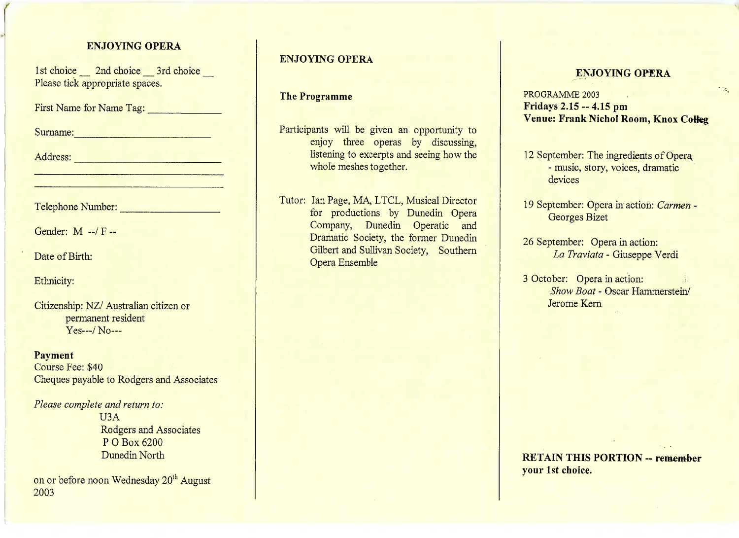## ENJOYING OPERA

1st choice __ 2nd choice __ 3rd choice __
Please tick appropriate spaces.

First Name for Name Tag: ____________

Surname: ______________________

Address: _________________________
_________________________________
_________________________________

Telephone Number: ______________

Gender: M --/ F --

Date of Birth:

Ethnicity:

Citizenship: NZ/ Australian citizen or permanent resident
Yes---/ No---

**Payment**
Course Fee: $40
Cheques payable to Rodgers and Associates

*Please complete and return to:*
U3A
Rodgers and Associates
P O Box 6200
Dunedin North

on or before noon Wednesday 20th August 2003

## ENJOYING OPERA

### The Programme

Participants will be given an opportunity to enjoy three operas by discussing, listening to excerpts and seeing how the whole meshes together.

Tutor: Ian Page, MA, LTCL, Musical Director for productions by Dunedin Opera Company, Dunedin Operatic and Dramatic Society, the former Dunedin Gilbert and Sullivan Society, Southern Opera Ensemble

## ENJOYING OPERA

PROGRAMME 2003
**Fridays 2.15 -- 4.15 pm**
**Venue: Frank Nichol Room, Knox Colleg**

12 September: The ingredients of Opera - music, story, voices, dramatic devices

19 September: Opera in action: *Carmen* - Georges Bizet

26 September: Opera in action: *La Traviata* - Giuseppe Verdi

3 October: Opera in action: *Show Boat* - Oscar Hammerstein/ Jerome Kern

**RETAIN THIS PORTION -- remember your 1st choice.**